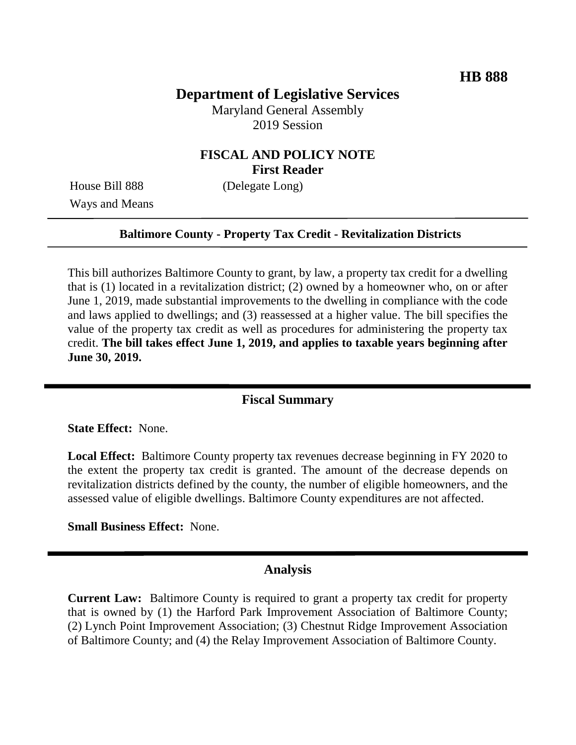**HB 888**

# Department of Legislative Services

Maryland General Assembly
2019 Session

## FISCAL AND POLICY NOTE
**First Reader**

House Bill 888 (Delegate Long)
Ways and Means

---

**Baltimore County - Property Tax Credit - Revitalization Districts**

---

This bill authorizes Baltimore County to grant, by law, a property tax credit for a dwelling that is (1) located in a revitalization district; (2) owned by a homeowner who, on or after June 1, 2019, made substantial improvements to the dwelling in compliance with the code and laws applied to dwellings; and (3) reassessed at a higher value. The bill specifies the value of the property tax credit as well as procedures for administering the property tax credit. **The bill takes effect June 1, 2019, and applies to taxable years beginning after June 30, 2019.**

---

## Fiscal Summary

**State Effect:** None.

**Local Effect:** Baltimore County property tax revenues decrease beginning in FY 2020 to the extent the property tax credit is granted. The amount of the decrease depends on revitalization districts defined by the county, the number of eligible homeowners, and the assessed value of eligible dwellings. Baltimore County expenditures are not affected.

**Small Business Effect:** None.

---

## Analysis

**Current Law:** Baltimore County is required to grant a property tax credit for property that is owned by (1) the Harford Park Improvement Association of Baltimore County; (2) Lynch Point Improvement Association; (3) Chestnut Ridge Improvement Association of Baltimore County; and (4) the Relay Improvement Association of Baltimore County.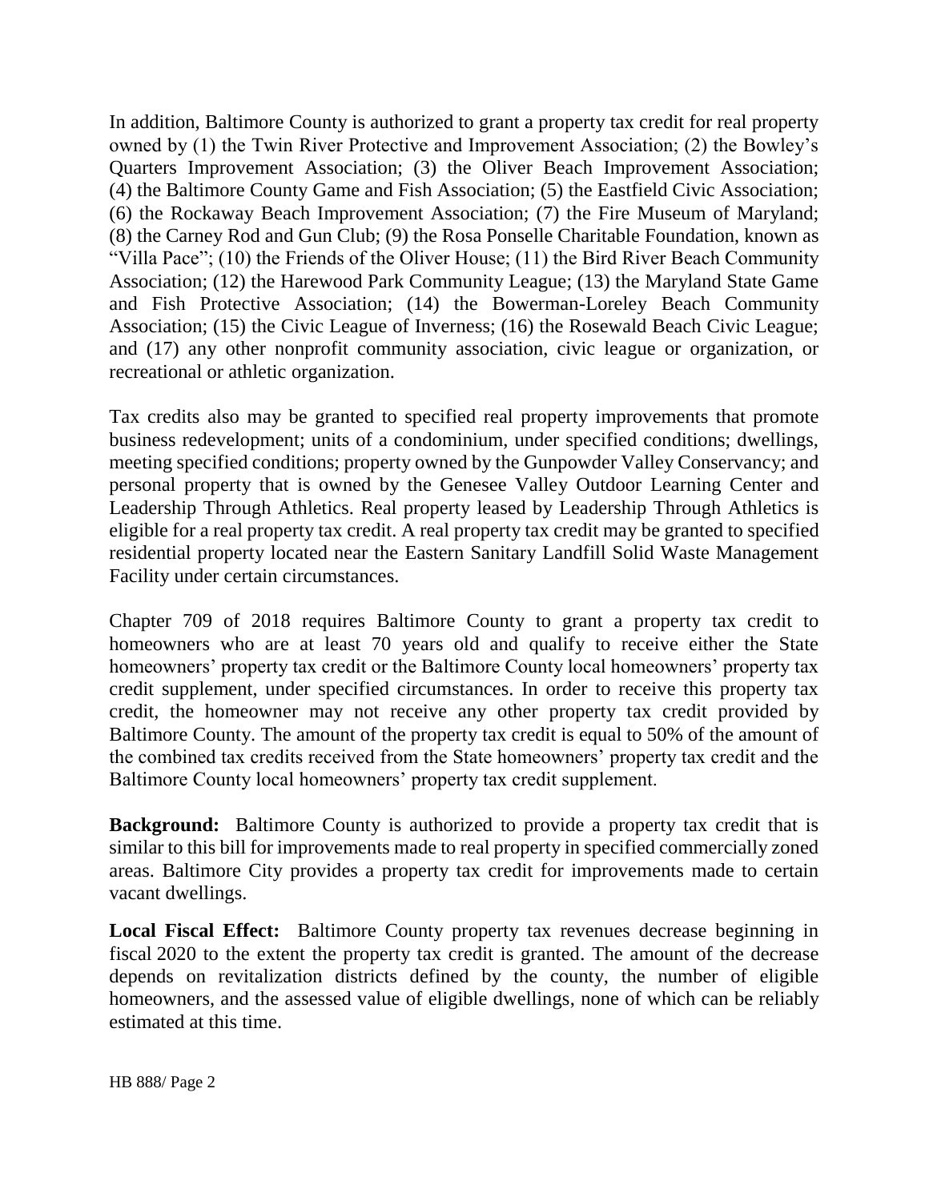In addition, Baltimore County is authorized to grant a property tax credit for real property owned by (1) the Twin River Protective and Improvement Association; (2) the Bowley's Quarters Improvement Association; (3) the Oliver Beach Improvement Association; (4) the Baltimore County Game and Fish Association; (5) the Eastfield Civic Association; (6) the Rockaway Beach Improvement Association; (7) the Fire Museum of Maryland; (8) the Carney Rod and Gun Club; (9) the Rosa Ponselle Charitable Foundation, known as "Villa Pace"; (10) the Friends of the Oliver House; (11) the Bird River Beach Community Association; (12) the Harewood Park Community League; (13) the Maryland State Game and Fish Protective Association; (14) the Bowerman-Loreley Beach Community Association; (15) the Civic League of Inverness; (16) the Rosewald Beach Civic League; and (17) any other nonprofit community association, civic league or organization, or recreational or athletic organization.

Tax credits also may be granted to specified real property improvements that promote business redevelopment; units of a condominium, under specified conditions; dwellings, meeting specified conditions; property owned by the Gunpowder Valley Conservancy; and personal property that is owned by the Genesee Valley Outdoor Learning Center and Leadership Through Athletics. Real property leased by Leadership Through Athletics is eligible for a real property tax credit. A real property tax credit may be granted to specified residential property located near the Eastern Sanitary Landfill Solid Waste Management Facility under certain circumstances.

Chapter 709 of 2018 requires Baltimore County to grant a property tax credit to homeowners who are at least 70 years old and qualify to receive either the State homeowners' property tax credit or the Baltimore County local homeowners' property tax credit supplement, under specified circumstances. In order to receive this property tax credit, the homeowner may not receive any other property tax credit provided by Baltimore County. The amount of the property tax credit is equal to 50% of the amount of the combined tax credits received from the State homeowners' property tax credit and the Baltimore County local homeowners' property tax credit supplement.

**Background:** Baltimore County is authorized to provide a property tax credit that is similar to this bill for improvements made to real property in specified commercially zoned areas. Baltimore City provides a property tax credit for improvements made to certain vacant dwellings.

**Local Fiscal Effect:** Baltimore County property tax revenues decrease beginning in fiscal 2020 to the extent the property tax credit is granted. The amount of the decrease depends on revitalization districts defined by the county, the number of eligible homeowners, and the assessed value of eligible dwellings, none of which can be reliably estimated at this time.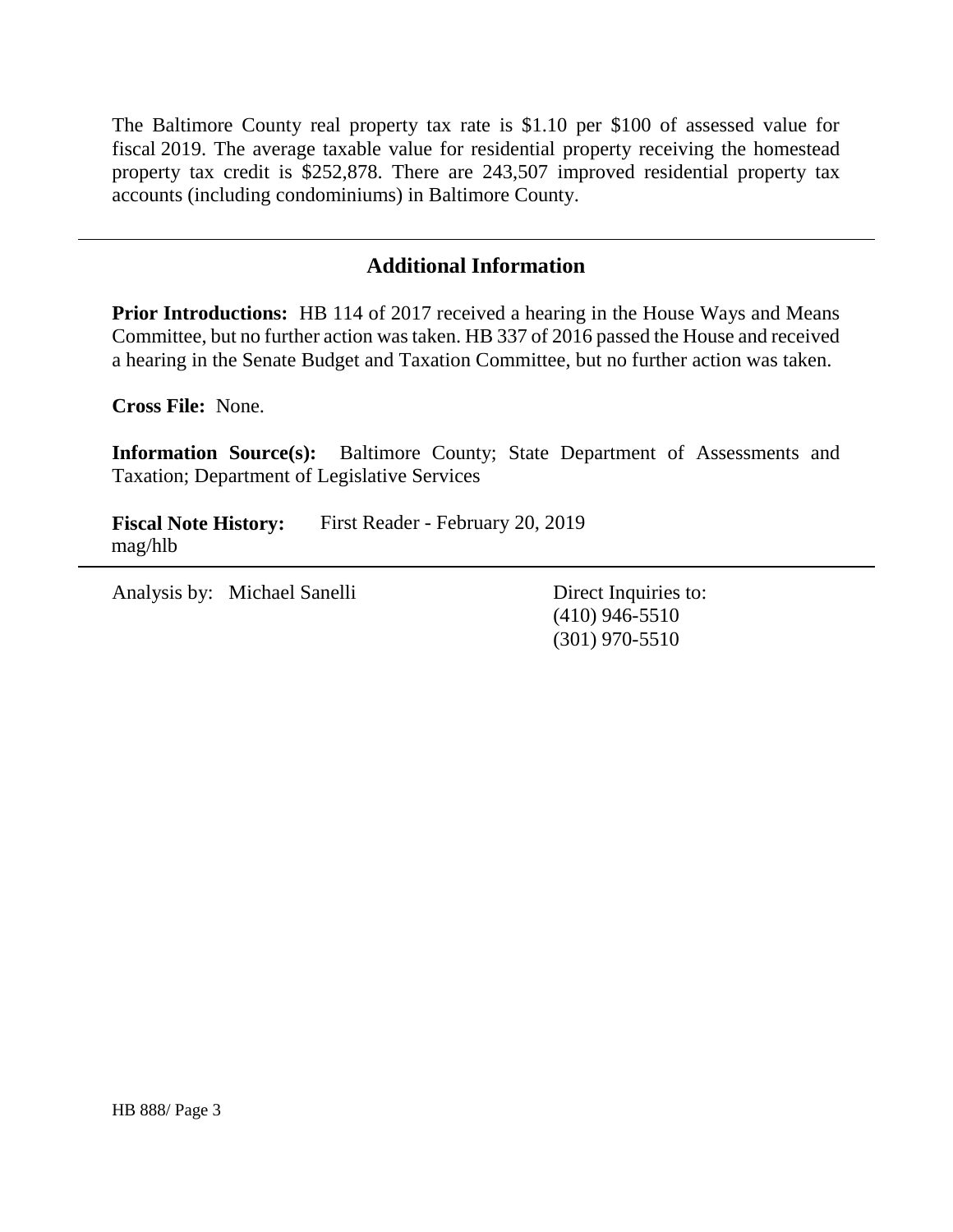The Baltimore County real property tax rate is $1.10 per $100 of assessed value for fiscal 2019. The average taxable value for residential property receiving the homestead property tax credit is $252,878. There are 243,507 improved residential property tax accounts (including condominiums) in Baltimore County.

## Additional Information

**Prior Introductions:** HB 114 of 2017 received a hearing in the House Ways and Means Committee, but no further action was taken. HB 337 of 2016 passed the House and received a hearing in the Senate Budget and Taxation Committee, but no further action was taken.

**Cross File:** None.

**Information Source(s):** Baltimore County; State Department of Assessments and Taxation; Department of Legislative Services

**Fiscal Note History:** First Reader - February 20, 2019
mag/hlb

Analysis by: Michael Sanelli

Direct Inquiries to:
(410) 946-5510
(301) 970-5510